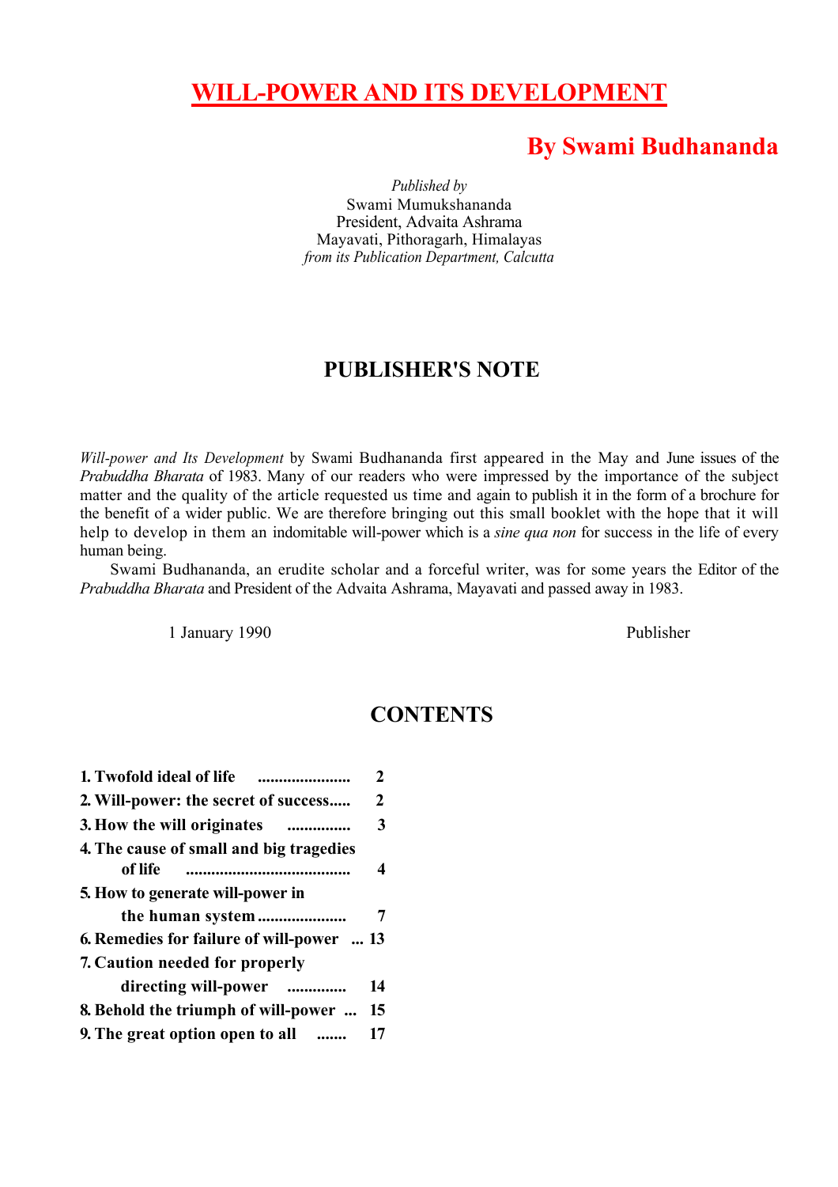# WILL-POWER AND ITS DEVELOPMENT

## By Swami Budhananda

*Published by*
Swami Mumukshananda
President, Advaita Ashrama
Mayavati, Pithoragarh, Himalayas
*from its Publication Department, Calcutta*

## PUBLISHER'S NOTE

*Will-power and Its Development* by Swami Budhananda first appeared in the May and June issues of the *Prabuddha Bharata* of 1983. Many of our readers who were impressed by the importance of the subject matter and the quality of the article requested us time and again to publish it in the form of a brochure for the benefit of a wider public. We are therefore bringing out this small booklet with the hope that it will help to develop in them an indomitable will-power which is a *sine qua non* for success in the life of every human being.

Swami Budhananda, an erudite scholar and a forceful writer, was for some years the Editor of the *Prabuddha Bharata* and President of the Advaita Ashrama, Mayavati and passed away in 1983.

1 January 1990 — Publisher

## CONTENTS

| | |
|---|---|
| **1. Twofold ideal of life** | **2** |
| **2. Will-power: the secret of success** | **2** |
| **3. How the will originates** | **3** |
| **4. The cause of small and big tragedies of life** | **4** |
| **5. How to generate will-power in the human system** | **7** |
| **6. Remedies for failure of will-power** | **13** |
| **7. Caution needed for properly directing will-power** | **14** |
| **8. Behold the triumph of will-power** | **15** |
| **9. The great option open to all** | **17** |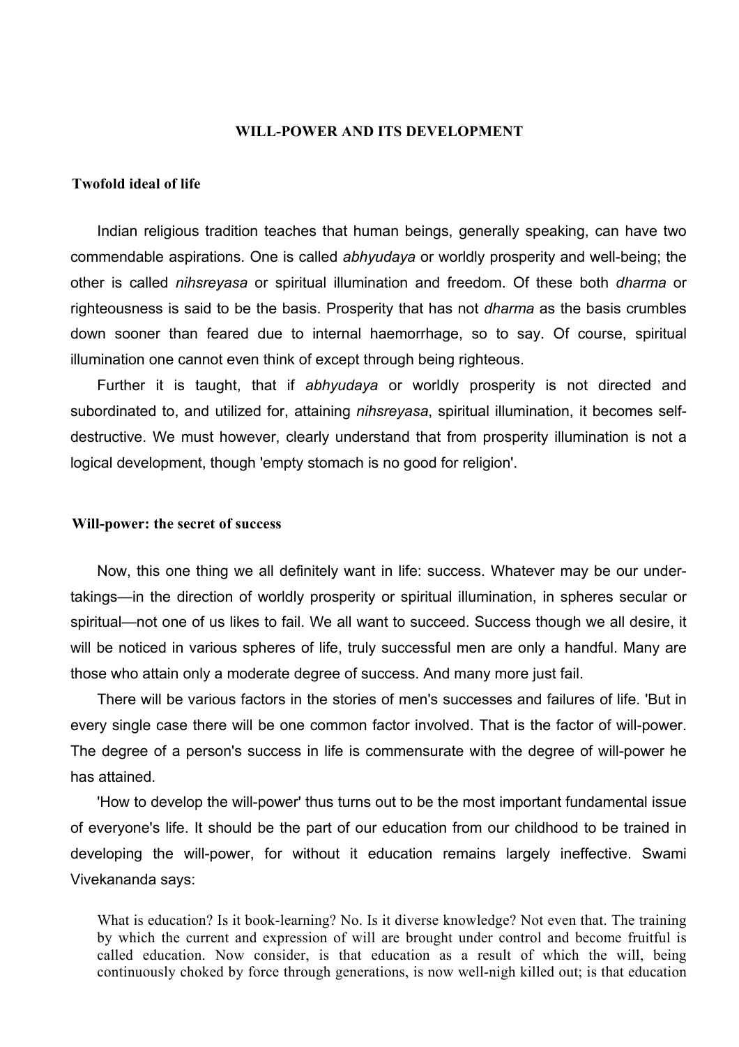## WILL-POWER AND ITS DEVELOPMENT

### Twofold ideal of life

Indian religious tradition teaches that human beings, generally speaking, can have two commendable aspirations. One is called *abhyudaya* or worldly prosperity and well-being; the other is called *nihsreyasa* or spiritual illumination and freedom. Of these both *dharma* or righteousness is said to be the basis. Prosperity that has not *dharma* as the basis crumbles down sooner than feared due to internal haemorrhage, so to say. Of course, spiritual illumination one cannot even think of except through being righteous.

Further it is taught, that if *abhyudaya* or worldly prosperity is not directed and subordinated to, and utilized for, attaining *nihsreyasa*, spiritual illumination, it becomes self-destructive. We must however, clearly understand that from prosperity illumination is not a logical development, though 'empty stomach is no good for religion'.

### Will-power: the secret of success

Now, this one thing we all definitely want in life: success. Whatever may be our under-takings—in the direction of worldly prosperity or spiritual illumination, in spheres secular or spiritual—not one of us likes to fail. We all want to succeed. Success though we all desire, it will be noticed in various spheres of life, truly successful men are only a handful. Many are those who attain only a moderate degree of success. And many more just fail.

There will be various factors in the stories of men's successes and failures of life. 'But in every single case there will be one common factor involved. That is the factor of will-power. The degree of a person's success in life is commensurate with the degree of will-power he has attained.

'How to develop the will-power' thus turns out to be the most important fundamental issue of everyone's life. It should be the part of our education from our childhood to be trained in developing the will-power, for without it education remains largely ineffective. Swami Vivekananda says:

> What is education? Is it book-learning? No. Is it diverse knowledge? Not even that. The training by which the current and expression of will are brought under control and become fruitful is called education. Now consider, is that education as a result of which the will, being continuously choked by force through generations, is now well-nigh killed out; is that education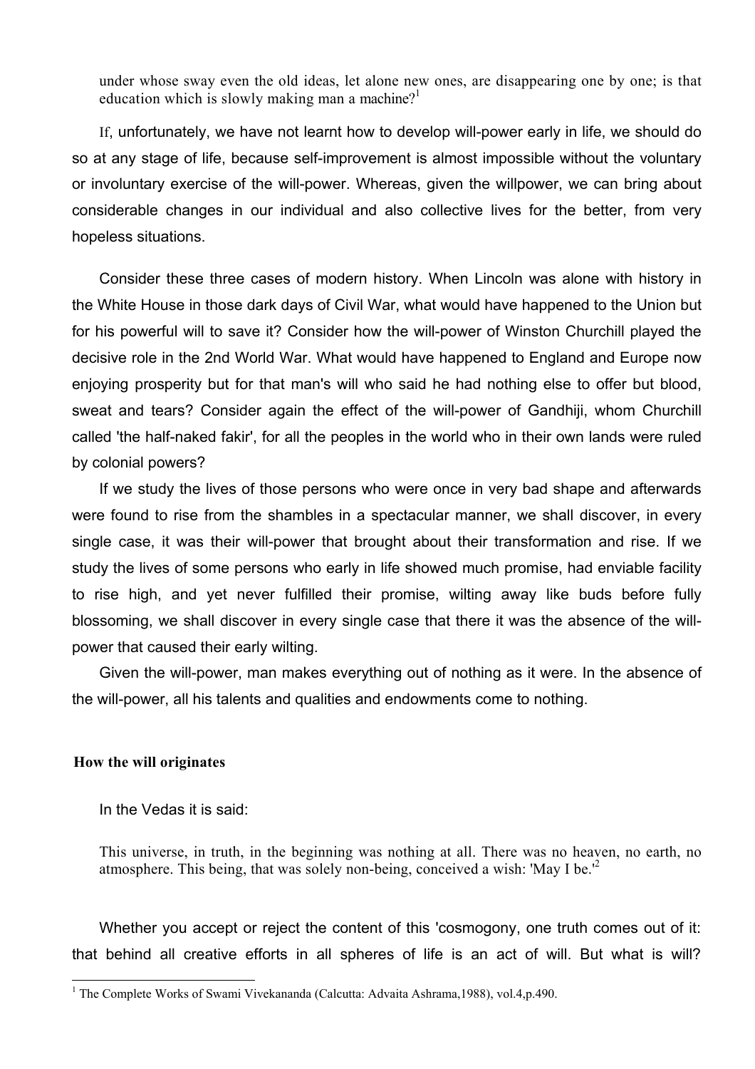> under whose sway even the old ideas, let alone new ones, are disappearing one by one; is that education which is slowly making man a machine?[1]

If, unfortunately, we have not learnt how to develop will-power early in life, we should do so at any stage of life, because self-improvement is almost impossible without the voluntary or involuntary exercise of the will-power. Whereas, given the willpower, we can bring about considerable changes in our individual and also collective lives for the better, from very hopeless situations.

Consider these three cases of modern history. When Lincoln was alone with history in the White House in those dark days of Civil War, what would have happened to the Union but for his powerful will to save it? Consider how the will-power of Winston Churchill played the decisive role in the 2nd World War. What would have happened to England and Europe now enjoying prosperity but for that man's will who said he had nothing else to offer but blood, sweat and tears? Consider again the effect of the will-power of Gandhiji, whom Churchill called 'the half-naked fakir', for all the peoples in the world who in their own lands were ruled by colonial powers?

If we study the lives of those persons who were once in very bad shape and afterwards were found to rise from the shambles in a spectacular manner, we shall discover, in every single case, it was their will-power that brought about their transformation and rise. If we study the lives of some persons who early in life showed much promise, had enviable facility to rise high, and yet never fulfilled their promise, wilting away like buds before fully blossoming, we shall discover in every single case that there it was the absence of the will-power that caused their early wilting.

Given the will-power, man makes everything out of nothing as it were. In the absence of the will-power, all his talents and qualities and endowments come to nothing.

### How the will originates

In the Vedas it is said:

> This universe, in truth, in the beginning was nothing at all. There was no heaven, no earth, no atmosphere. This being, that was solely non-being, conceived a wish: 'May I be.'[2]

Whether you accept or reject the content of this 'cosmogony, one truth comes out of it: that behind all creative efforts in all spheres of life is an act of will. But what is will?

---

[1] The Complete Works of Swami Vivekananda (Calcutta: Advaita Ashrama,1988), vol.4,p.490.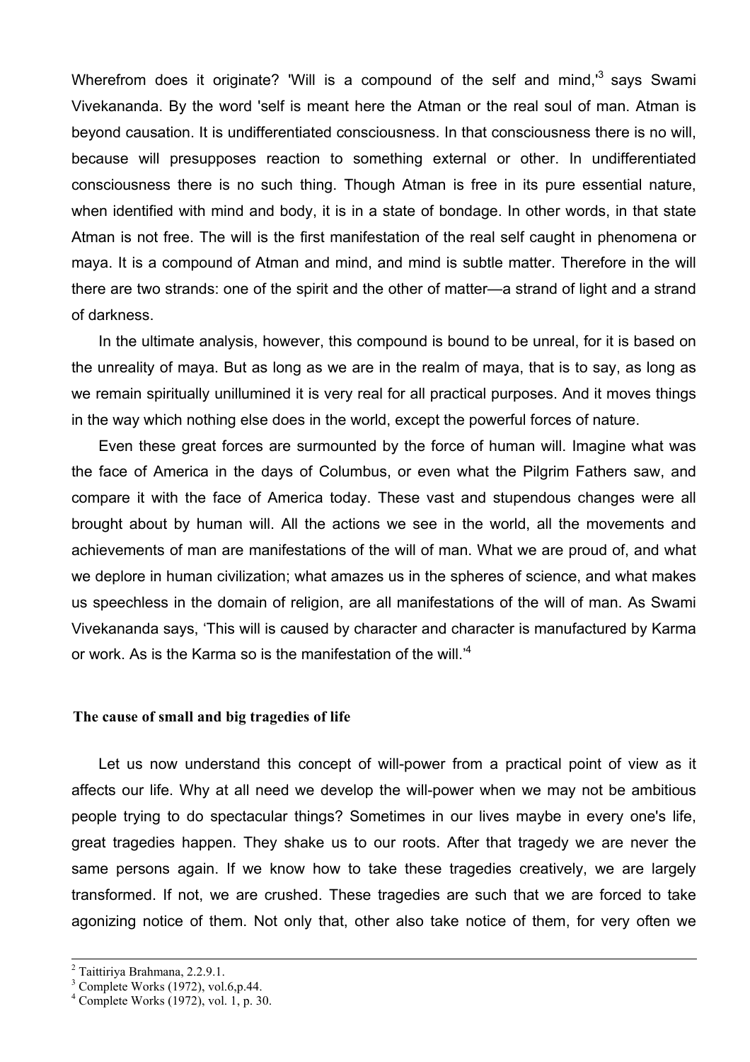Wherefrom does it originate? 'Will is a compound of the self and mind,'[3] says Swami Vivekananda. By the word 'self is meant here the Atman or the real soul of man. Atman is beyond causation. It is undifferentiated consciousness. In that consciousness there is no will, because will presupposes reaction to something external or other. In undifferentiated consciousness there is no such thing. Though Atman is free in its pure essential nature, when identified with mind and body, it is in a state of bondage. In other words, in that state Atman is not free. The will is the first manifestation of the real self caught in phenomena or maya. It is a compound of Atman and mind, and mind is subtle matter. Therefore in the will there are two strands: one of the spirit and the other of matter—a strand of light and a strand of darkness.

In the ultimate analysis, however, this compound is bound to be unreal, for it is based on the unreality of maya. But as long as we are in the realm of maya, that is to say, as long as we remain spiritually unillumined it is very real for all practical purposes. And it moves things in the way which nothing else does in the world, except the powerful forces of nature.

Even these great forces are surmounted by the force of human will. Imagine what was the face of America in the days of Columbus, or even what the Pilgrim Fathers saw, and compare it with the face of America today. These vast and stupendous changes were all brought about by human will. All the actions we see in the world, all the movements and achievements of man are manifestations of the will of man. What we are proud of, and what we deplore in human civilization; what amazes us in the spheres of science, and what makes us speechless in the domain of religion, are all manifestations of the will of man. As Swami Vivekananda says, 'This will is caused by character and character is manufactured by Karma or work. As is the Karma so is the manifestation of the will.'[4]

### The cause of small and big tragedies of life

Let us now understand this concept of will-power from a practical point of view as it affects our life. Why at all need we develop the will-power when we may not be ambitious people trying to do spectacular things? Sometimes in our lives maybe in every one's life, great tragedies happen. They shake us to our roots. After that tragedy we are never the same persons again. If we know how to take these tragedies creatively, we are largely transformed. If not, we are crushed. These tragedies are such that we are forced to take agonizing notice of them. Not only that, other also take notice of them, for very often we

---

[2] Taittiriya Brahmana, 2.2.9.1.
[3] Complete Works (1972), vol.6,p.44.
[4] Complete Works (1972), vol. 1, p. 30.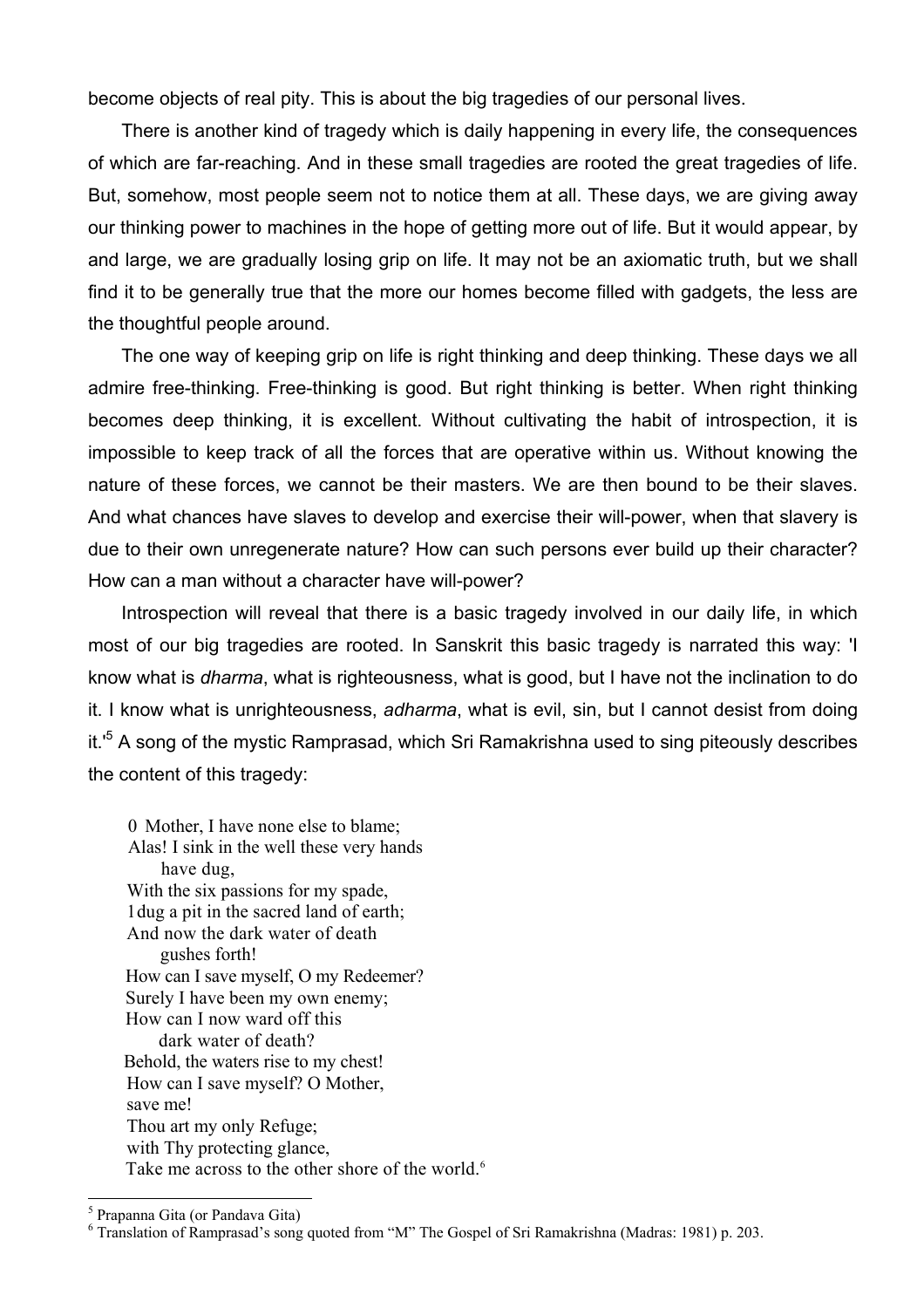become objects of real pity. This is about the big tragedies of our personal lives.

There is another kind of tragedy which is daily happening in every life, the consequences of which are far-reaching. And in these small tragedies are rooted the great tragedies of life. But, somehow, most people seem not to notice them at all. These days, we are giving away our thinking power to machines in the hope of getting more out of life. But it would appear, by and large, we are gradually losing grip on life. It may not be an axiomatic truth, but we shall find it to be generally true that the more our homes become filled with gadgets, the less are the thoughtful people around.

The one way of keeping grip on life is right thinking and deep thinking. These days we all admire free-thinking. Free-thinking is good. But right thinking is better. When right thinking becomes deep thinking, it is excellent. Without cultivating the habit of introspection, it is impossible to keep track of all the forces that are operative within us. Without knowing the nature of these forces, we cannot be their masters. We are then bound to be their slaves. And what chances have slaves to develop and exercise their will-power, when that slavery is due to their own unregenerate nature? How can such persons ever build up their character? How can a man without a character have will-power?

Introspection will reveal that there is a basic tragedy involved in our daily life, in which most of our big tragedies are rooted. In Sanskrit this basic tragedy is narrated this way: 'I know what is *dharma*, what is righteousness, what is good, but I have not the inclination to do it. I know what is unrighteousness, *adharma*, what is evil, sin, but I cannot desist from doing it.'[5] A song of the mystic Ramprasad, which Sri Ramakrishna used to sing piteously describes the content of this tragedy:

> 0 Mother, I have none else to blame;
> Alas! I sink in the well these very hands
> have dug,
> With the six passions for my spade,
> 1 dug a pit in the sacred land of earth;
> And now the dark water of death
> gushes forth!
> How can I save myself, O my Redeemer?
> Surely I have been my own enemy;
> How can I now ward off this
> dark water of death?
> Behold, the waters rise to my chest!
> How can I save myself? O Mother,
> save me!
> Thou art my only Refuge;
> with Thy protecting glance,
> Take me across to the other shore of the world.[6]

---

[5] Prapanna Gita (or Pandava Gita)

[6] Translation of Ramprasad's song quoted from "M" The Gospel of Sri Ramakrishna (Madras: 1981) p. 203.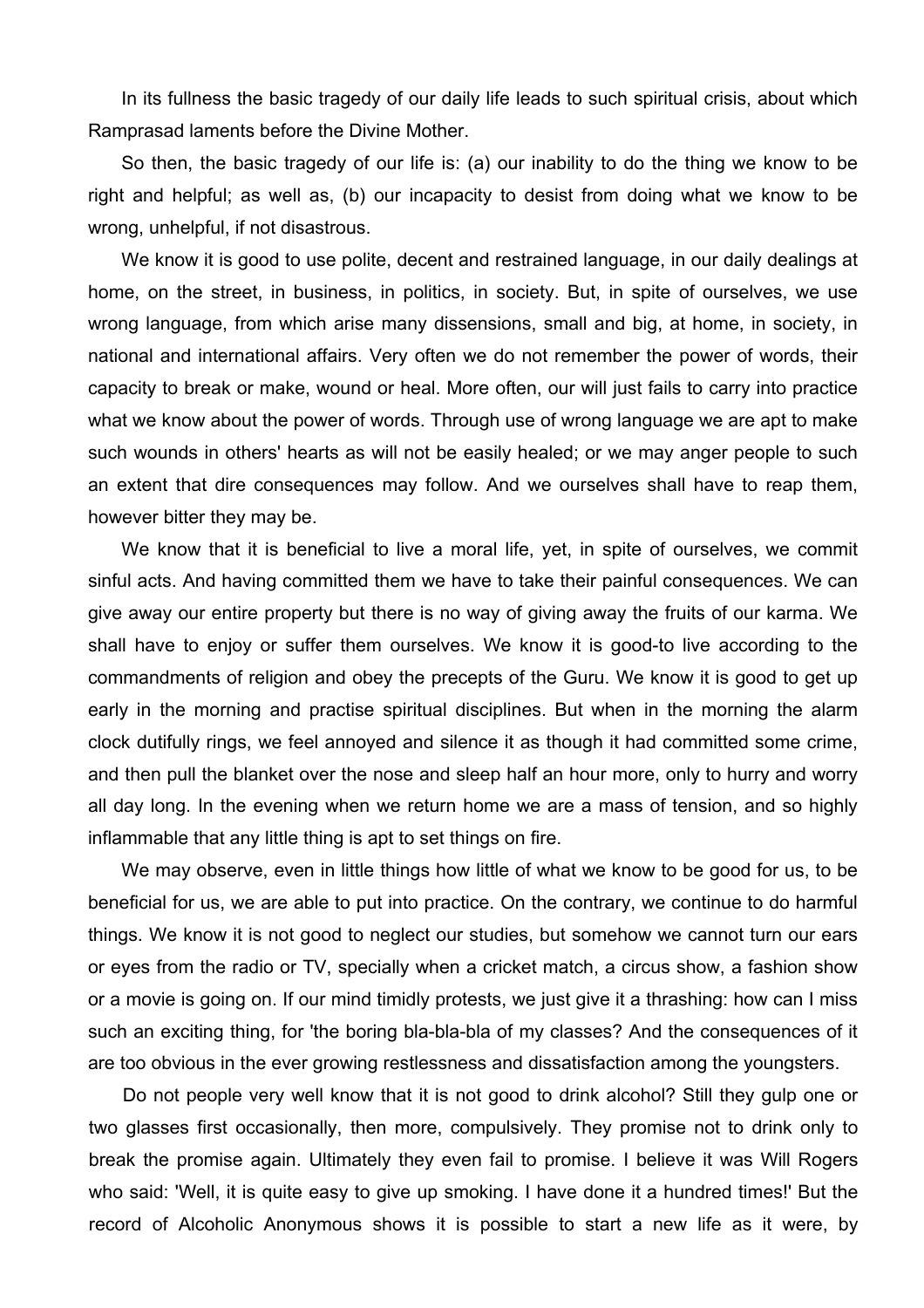In its fullness the basic tragedy of our daily life leads to such spiritual crisis, about which Ramprasad laments before the Divine Mother.

So then, the basic tragedy of our life is: (a) our inability to do the thing we know to be right and helpful; as well as, (b) our incapacity to desist from doing what we know to be wrong, unhelpful, if not disastrous.

We know it is good to use polite, decent and restrained language, in our daily dealings at home, on the street, in business, in politics, in society. But, in spite of ourselves, we use wrong language, from which arise many dissensions, small and big, at home, in society, in national and international affairs. Very often we do not remember the power of words, their capacity to break or make, wound or heal. More often, our will just fails to carry into practice what we know about the power of words. Through use of wrong language we are apt to make such wounds in others' hearts as will not be easily healed; or we may anger people to such an extent that dire consequences may follow. And we ourselves shall have to reap them, however bitter they may be.

We know that it is beneficial to live a moral life, yet, in spite of ourselves, we commit sinful acts. And having committed them we have to take their painful consequences. We can give away our entire property but there is no way of giving away the fruits of our karma. We shall have to enjoy or suffer them ourselves. We know it is good-to live according to the commandments of religion and obey the precepts of the Guru. We know it is good to get up early in the morning and practise spiritual disciplines. But when in the morning the alarm clock dutifully rings, we feel annoyed and silence it as though it had committed some crime, and then pull the blanket over the nose and sleep half an hour more, only to hurry and worry all day long. In the evening when we return home we are a mass of tension, and so highly inflammable that any little thing is apt to set things on fire.

We may observe, even in little things how little of what we know to be good for us, to be beneficial for us, we are able to put into practice. On the contrary, we continue to do harmful things. We know it is not good to neglect our studies, but somehow we cannot turn our ears or eyes from the radio or TV, specially when a cricket match, a circus show, a fashion show or a movie is going on. If our mind timidly protests, we just give it a thrashing: how can I miss such an exciting thing, for 'the boring bla-bla-bla of my classes? And the consequences of it are too obvious in the ever growing restlessness and dissatisfaction among the youngsters.

Do not people very well know that it is not good to drink alcohol? Still they gulp one or two glasses first occasionally, then more, compulsively. They promise not to drink only to break the promise again. Ultimately they even fail to promise. I believe it was Will Rogers who said: 'Well, it is quite easy to give up smoking. I have done it a hundred times!' But the record of Alcoholic Anonymous shows it is possible to start a new life as it were, by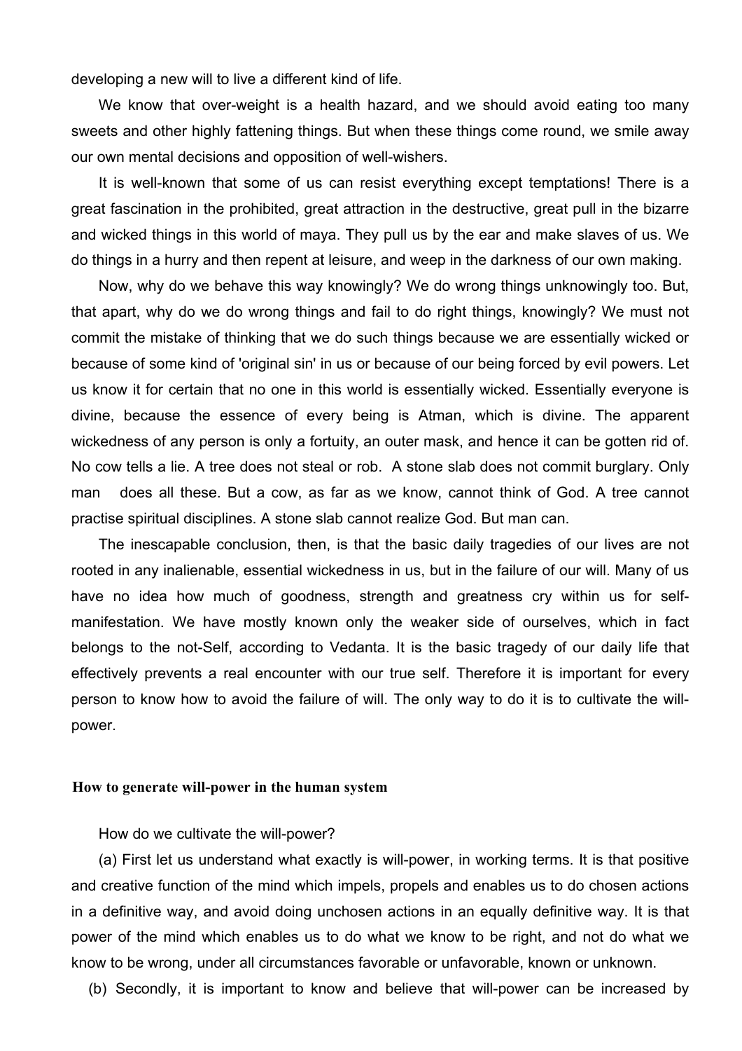developing a new will to live a different kind of life.

We know that over-weight is a health hazard, and we should avoid eating too many sweets and other highly fattening things. But when these things come round, we smile away our own mental decisions and opposition of well-wishers.

It is well-known that some of us can resist everything except temptations! There is a great fascination in the prohibited, great attraction in the destructive, great pull in the bizarre and wicked things in this world of maya. They pull us by the ear and make slaves of us. We do things in a hurry and then repent at leisure, and weep in the darkness of our own making.

Now, why do we behave this way knowingly? We do wrong things unknowingly too. But, that apart, why do we do wrong things and fail to do right things, knowingly? We must not commit the mistake of thinking that we do such things because we are essentially wicked or because of some kind of 'original sin' in us or because of our being forced by evil powers. Let us know it for certain that no one in this world is essentially wicked. Essentially everyone is divine, because the essence of every being is Atman, which is divine. The apparent wickedness of any person is only a fortuity, an outer mask, and hence it can be gotten rid of. No cow tells a lie. A tree does not steal or rob. A stone slab does not commit burglary. Only man does all these. But a cow, as far as we know, cannot think of God. A tree cannot practise spiritual disciplines. A stone slab cannot realize God. But man can.

The inescapable conclusion, then, is that the basic daily tragedies of our lives are not rooted in any inalienable, essential wickedness in us, but in the failure of our will. Many of us have no idea how much of goodness, strength and greatness cry within us for self-manifestation. We have mostly known only the weaker side of ourselves, which in fact belongs to the not-Self, according to Vedanta. It is the basic tragedy of our daily life that effectively prevents a real encounter with our true self. Therefore it is important for every person to know how to avoid the failure of will. The only way to do it is to cultivate the will-power.

### How to generate will-power in the human system

How do we cultivate the will-power?

(a) First let us understand what exactly is will-power, in working terms. It is that positive and creative function of the mind which impels, propels and enables us to do chosen actions in a definitive way, and avoid doing unchosen actions in an equally definitive way. It is that power of the mind which enables us to do what we know to be right, and not do what we know to be wrong, under all circumstances favorable or unfavorable, known or unknown.

(b) Secondly, it is important to know and believe that will-power can be increased by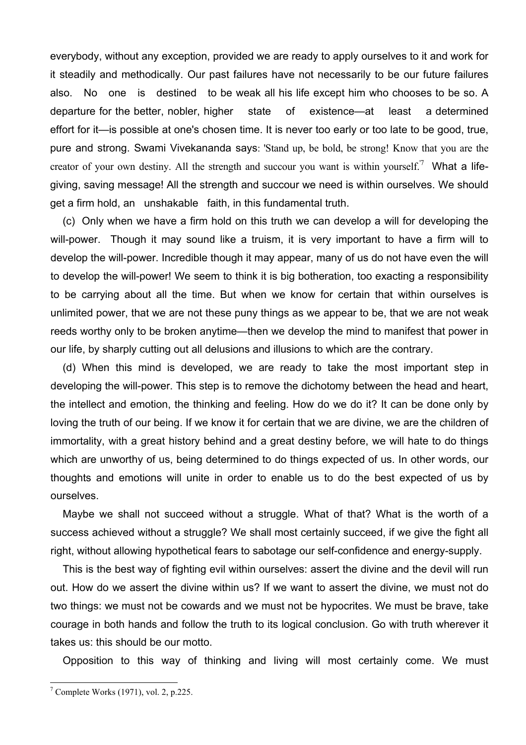everybody, without any exception, provided we are ready to apply ourselves to it and work for it steadily and methodically. Our past failures have not necessarily to be our future failures also. No one is destined to be weak all his life except him who chooses to be so. A departure for the better, nobler, higher state of existence—at least a determined effort for it—is possible at one's chosen time. It is never too early or too late to be good, true, pure and strong. Swami Vivekananda says: 'Stand up, be bold, be strong! Know that you are the creator of your own destiny. All the strength and succour you want is within yourself.'[7] What a life-giving, saving message! All the strength and succour we need is within ourselves. We should get a firm hold, an unshakable faith, in this fundamental truth.

(c) Only when we have a firm hold on this truth we can develop a will for developing the will-power. Though it may sound like a truism, it is very important to have a firm will to develop the will-power. Incredible though it may appear, many of us do not have even the will to develop the will-power! We seem to think it is big botheration, too exacting a responsibility to be carrying about all the time. But when we know for certain that within ourselves is unlimited power, that we are not these puny things as we appear to be, that we are not weak reeds worthy only to be broken anytime—then we develop the mind to manifest that power in our life, by sharply cutting out all delusions and illusions to which are the contrary.

(d) When this mind is developed, we are ready to take the most important step in developing the will-power. This step is to remove the dichotomy between the head and heart, the intellect and emotion, the thinking and feeling. How do we do it? It can be done only by loving the truth of our being. If we know it for certain that we are divine, we are the children of immortality, with a great history behind and a great destiny before, we will hate to do things which are unworthy of us, being determined to do things expected of us. In other words, our thoughts and emotions will unite in order to enable us to do the best expected of us by ourselves.

Maybe we shall not succeed without a struggle. What of that? What is the worth of a success achieved without a struggle? We shall most certainly succeed, if we give the fight all right, without allowing hypothetical fears to sabotage our self-confidence and energy-supply.

This is the best way of fighting evil within ourselves: assert the divine and the devil will run out. How do we assert the divine within us? If we want to assert the divine, we must not do two things: we must not be cowards and we must not be hypocrites. We must be brave, take courage in both hands and follow the truth to its logical conclusion. Go with truth wherever it takes us: this should be our motto.

Opposition to this way of thinking and living will most certainly come. We must

---

[7] Complete Works (1971), vol. 2, p.225.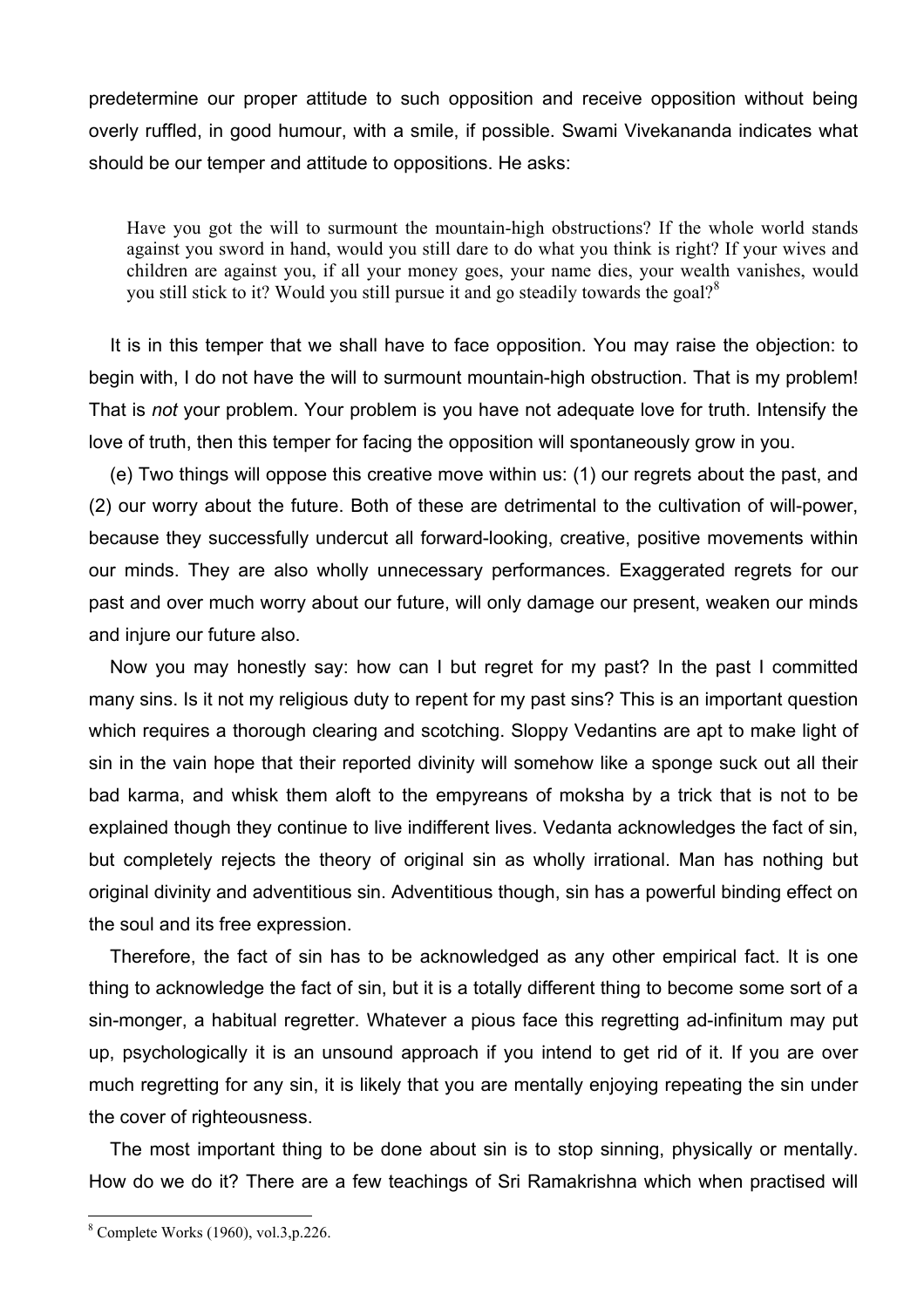predetermine our proper attitude to such opposition and receive opposition without being overly ruffled, in good humour, with a smile, if possible. Swami Vivekananda indicates what should be our temper and attitude to oppositions. He asks:

> Have you got the will to surmount the mountain-high obstructions? If the whole world stands against you sword in hand, would you still dare to do what you think is right? If your wives and children are against you, if all your money goes, your name dies, your wealth vanishes, would you still stick to it? Would you still pursue it and go steadily towards the goal?[8]

It is in this temper that we shall have to face opposition. You may raise the objection: to begin with, I do not have the will to surmount mountain-high obstruction. That is my problem! That is *not* your problem. Your problem is you have not adequate love for truth. Intensify the love of truth, then this temper for facing the opposition will spontaneously grow in you.

(e) Two things will oppose this creative move within us: (1) our regrets about the past, and (2) our worry about the future. Both of these are detrimental to the cultivation of will-power, because they successfully undercut all forward-looking, creative, positive movements within our minds. They are also wholly unnecessary performances. Exaggerated regrets for our past and over much worry about our future, will only damage our present, weaken our minds and injure our future also.

Now you may honestly say: how can I but regret for my past? In the past I committed many sins. Is it not my religious duty to repent for my past sins? This is an important question which requires a thorough clearing and scotching. Sloppy Vedantins are apt to make light of sin in the vain hope that their reported divinity will somehow like a sponge suck out all their bad karma, and whisk them aloft to the empyreans of moksha by a trick that is not to be explained though they continue to live indifferent lives. Vedanta acknowledges the fact of sin, but completely rejects the theory of original sin as wholly irrational. Man has nothing but original divinity and adventitious sin. Adventitious though, sin has a powerful binding effect on the soul and its free expression.

Therefore, the fact of sin has to be acknowledged as any other empirical fact. It is one thing to acknowledge the fact of sin, but it is a totally different thing to become some sort of a sin-monger, a habitual regretter. Whatever a pious face this regretting ad-infinitum may put up, psychologically it is an unsound approach if you intend to get rid of it. If you are over much regretting for any sin, it is likely that you are mentally enjoying repeating the sin under the cover of righteousness.

The most important thing to be done about sin is to stop sinning, physically or mentally. How do we do it? There are a few teachings of Sri Ramakrishna which when practised will

[8] Complete Works (1960), vol.3,p.226.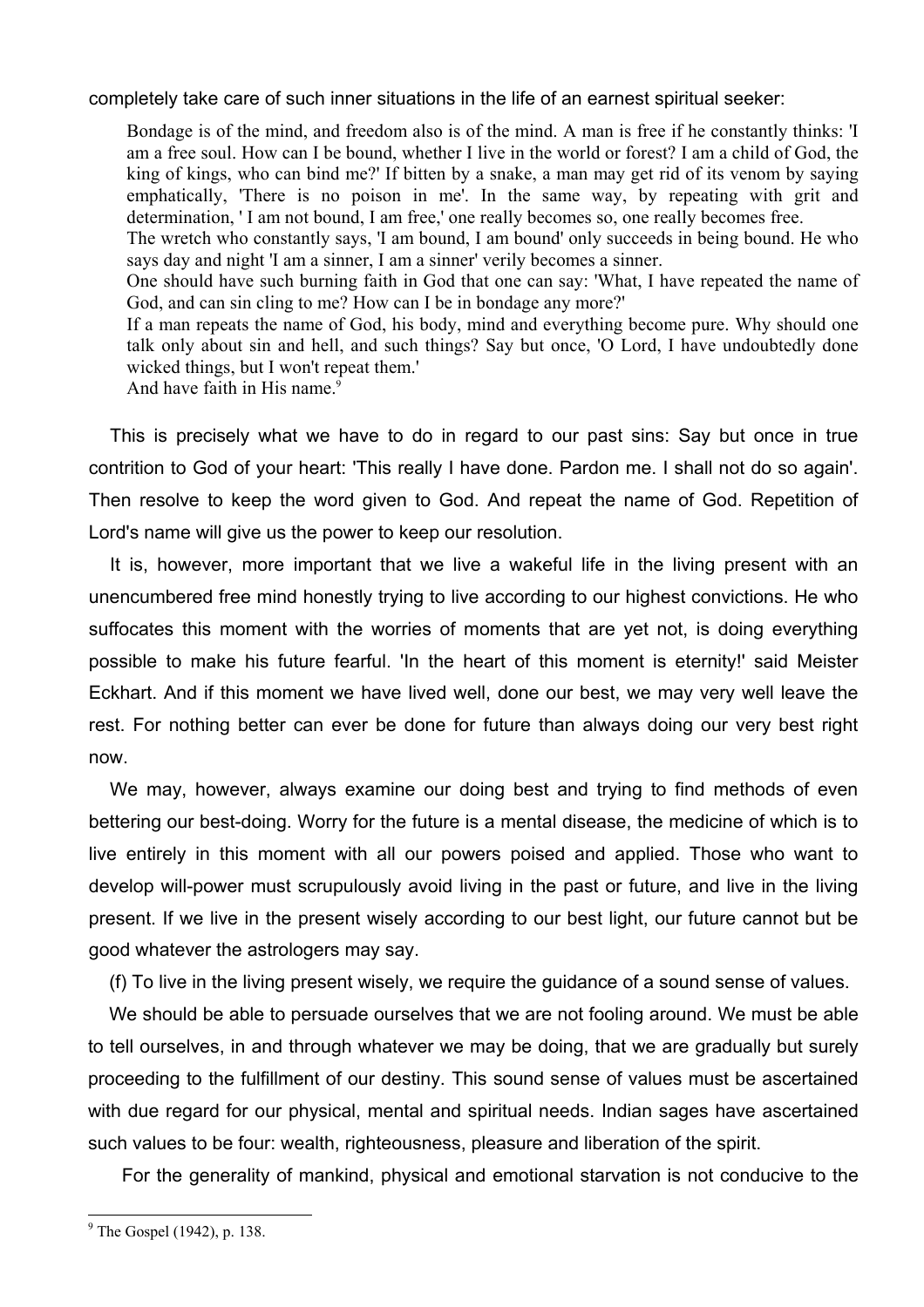completely take care of such inner situations in the life of an earnest spiritual seeker:

> Bondage is of the mind, and freedom also is of the mind. A man is free if he constantly thinks: 'I am a free soul. How can I be bound, whether I live in the world or forest? I am a child of God, the king of kings, who can bind me?' If bitten by a snake, a man may get rid of its venom by saying emphatically, 'There is no poison in me'. In the same way, by repeating with grit and determination, ' I am not bound, I am free,' one really becomes so, one really becomes free.
>
> The wretch who constantly says, 'I am bound, I am bound' only succeeds in being bound. He who says day and night 'I am a sinner, I am a sinner' verily becomes a sinner.
>
> One should have such burning faith in God that one can say: 'What, I have repeated the name of God, and can sin cling to me? How can I be in bondage any more?'
>
> If a man repeats the name of God, his body, mind and everything become pure. Why should one talk only about sin and hell, and such things? Say but once, 'O Lord, I have undoubtedly done wicked things, but I won't repeat them.'
>
> And have faith in His name.[9]

This is precisely what we have to do in regard to our past sins: Say but once in true contrition to God of your heart: 'This really I have done. Pardon me. I shall not do so again'. Then resolve to keep the word given to God. And repeat the name of God. Repetition of Lord's name will give us the power to keep our resolution.

It is, however, more important that we live a wakeful life in the living present with an unencumbered free mind honestly trying to live according to our highest convictions. He who suffocates this moment with the worries of moments that are yet not, is doing everything possible to make his future fearful. 'In the heart of this moment is eternity!' said Meister Eckhart. And if this moment we have lived well, done our best, we may very well leave the rest. For nothing better can ever be done for future than always doing our very best right now.

We may, however, always examine our doing best and trying to find methods of even bettering our best-doing. Worry for the future is a mental disease, the medicine of which is to live entirely in this moment with all our powers poised and applied. Those who want to develop will-power must scrupulously avoid living in the past or future, and live in the living present. If we live in the present wisely according to our best light, our future cannot but be good whatever the astrologers may say.

(f) To live in the living present wisely, we require the guidance of a sound sense of values.

We should be able to persuade ourselves that we are not fooling around. We must be able to tell ourselves, in and through whatever we may be doing, that we are gradually but surely proceeding to the fulfillment of our destiny. This sound sense of values must be ascertained with due regard for our physical, mental and spiritual needs. Indian sages have ascertained such values to be four: wealth, righteousness, pleasure and liberation of the spirit.

For the generality of mankind, physical and emotional starvation is not conducive to the

---

[9] The Gospel (1942), p. 138.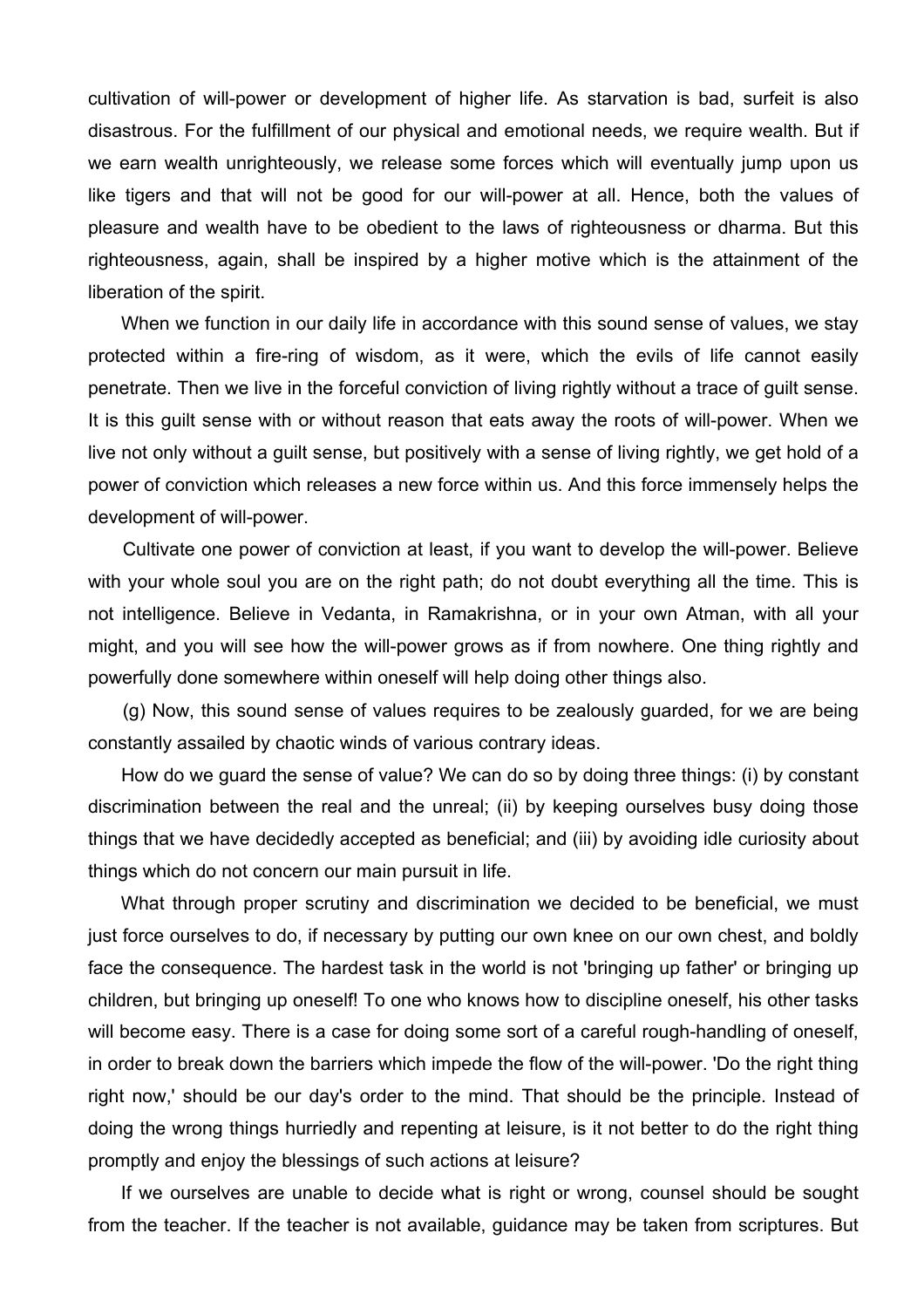cultivation of will-power or development of higher life. As starvation is bad, surfeit is also disastrous. For the fulfillment of our physical and emotional needs, we require wealth. But if we earn wealth unrighteously, we release some forces which will eventually jump upon us like tigers and that will not be good for our will-power at all. Hence, both the values of pleasure and wealth have to be obedient to the laws of righteousness or dharma. But this righteousness, again, shall be inspired by a higher motive which is the attainment of the liberation of the spirit.

When we function in our daily life in accordance with this sound sense of values, we stay protected within a fire-ring of wisdom, as it were, which the evils of life cannot easily penetrate. Then we live in the forceful conviction of living rightly without a trace of guilt sense. It is this guilt sense with or without reason that eats away the roots of will-power. When we live not only without a guilt sense, but positively with a sense of living rightly, we get hold of a power of conviction which releases a new force within us. And this force immensely helps the development of will-power.

Cultivate one power of conviction at least, if you want to develop the will-power. Believe with your whole soul you are on the right path; do not doubt everything all the time. This is not intelligence. Believe in Vedanta, in Ramakrishna, or in your own Atman, with all your might, and you will see how the will-power grows as if from nowhere. One thing rightly and powerfully done somewhere within oneself will help doing other things also.

(g) Now, this sound sense of values requires to be zealously guarded, for we are being constantly assailed by chaotic winds of various contrary ideas.

How do we guard the sense of value? We can do so by doing three things: (i) by constant discrimination between the real and the unreal; (ii) by keeping ourselves busy doing those things that we have decidedly accepted as beneficial; and (iii) by avoiding idle curiosity about things which do not concern our main pursuit in life.

What through proper scrutiny and discrimination we decided to be beneficial, we must just force ourselves to do, if necessary by putting our own knee on our own chest, and boldly face the consequence. The hardest task in the world is not 'bringing up father' or bringing up children, but bringing up oneself! To one who knows how to discipline oneself, his other tasks will become easy. There is a case for doing some sort of a careful rough-handling of oneself, in order to break down the barriers which impede the flow of the will-power. 'Do the right thing right now,' should be our day's order to the mind. That should be the principle. Instead of doing the wrong things hurriedly and repenting at leisure, is it not better to do the right thing promptly and enjoy the blessings of such actions at leisure?

If we ourselves are unable to decide what is right or wrong, counsel should be sought from the teacher. If the teacher is not available, guidance may be taken from scriptures. But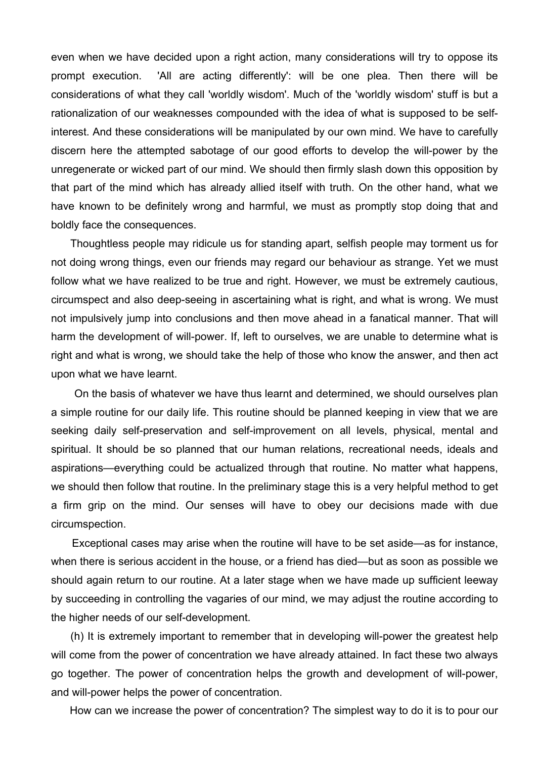even when we have decided upon a right action, many considerations will try to oppose its prompt execution. 'All are acting differently': will be one plea. Then there will be considerations of what they call 'worldly wisdom'. Much of the 'worldly wisdom' stuff is but a rationalization of our weaknesses compounded with the idea of what is supposed to be self-interest. And these considerations will be manipulated by our own mind. We have to carefully discern here the attempted sabotage of our good efforts to develop the will-power by the unregenerate or wicked part of our mind. We should then firmly slash down this opposition by that part of the mind which has already allied itself with truth. On the other hand, what we have known to be definitely wrong and harmful, we must as promptly stop doing that and boldly face the consequences.

Thoughtless people may ridicule us for standing apart, selfish people may torment us for not doing wrong things, even our friends may regard our behaviour as strange. Yet we must follow what we have realized to be true and right. However, we must be extremely cautious, circumspect and also deep-seeing in ascertaining what is right, and what is wrong. We must not impulsively jump into conclusions and then move ahead in a fanatical manner. That will harm the development of will-power. If, left to ourselves, we are unable to determine what is right and what is wrong, we should take the help of those who know the answer, and then act upon what we have learnt.

On the basis of whatever we have thus learnt and determined, we should ourselves plan a simple routine for our daily life. This routine should be planned keeping in view that we are seeking daily self-preservation and self-improvement on all levels, physical, mental and spiritual. It should be so planned that our human relations, recreational needs, ideals and aspirations—everything could be actualized through that routine. No matter what happens, we should then follow that routine. In the preliminary stage this is a very helpful method to get a firm grip on the mind. Our senses will have to obey our decisions made with due circumspection.

Exceptional cases may arise when the routine will have to be set aside—as for instance, when there is serious accident in the house, or a friend has died—but as soon as possible we should again return to our routine. At a later stage when we have made up sufficient leeway by succeeding in controlling the vagaries of our mind, we may adjust the routine according to the higher needs of our self-development.

(h) It is extremely important to remember that in developing will-power the greatest help will come from the power of concentration we have already attained. In fact these two always go together. The power of concentration helps the growth and development of will-power, and will-power helps the power of concentration.

How can we increase the power of concentration? The simplest way to do it is to pour our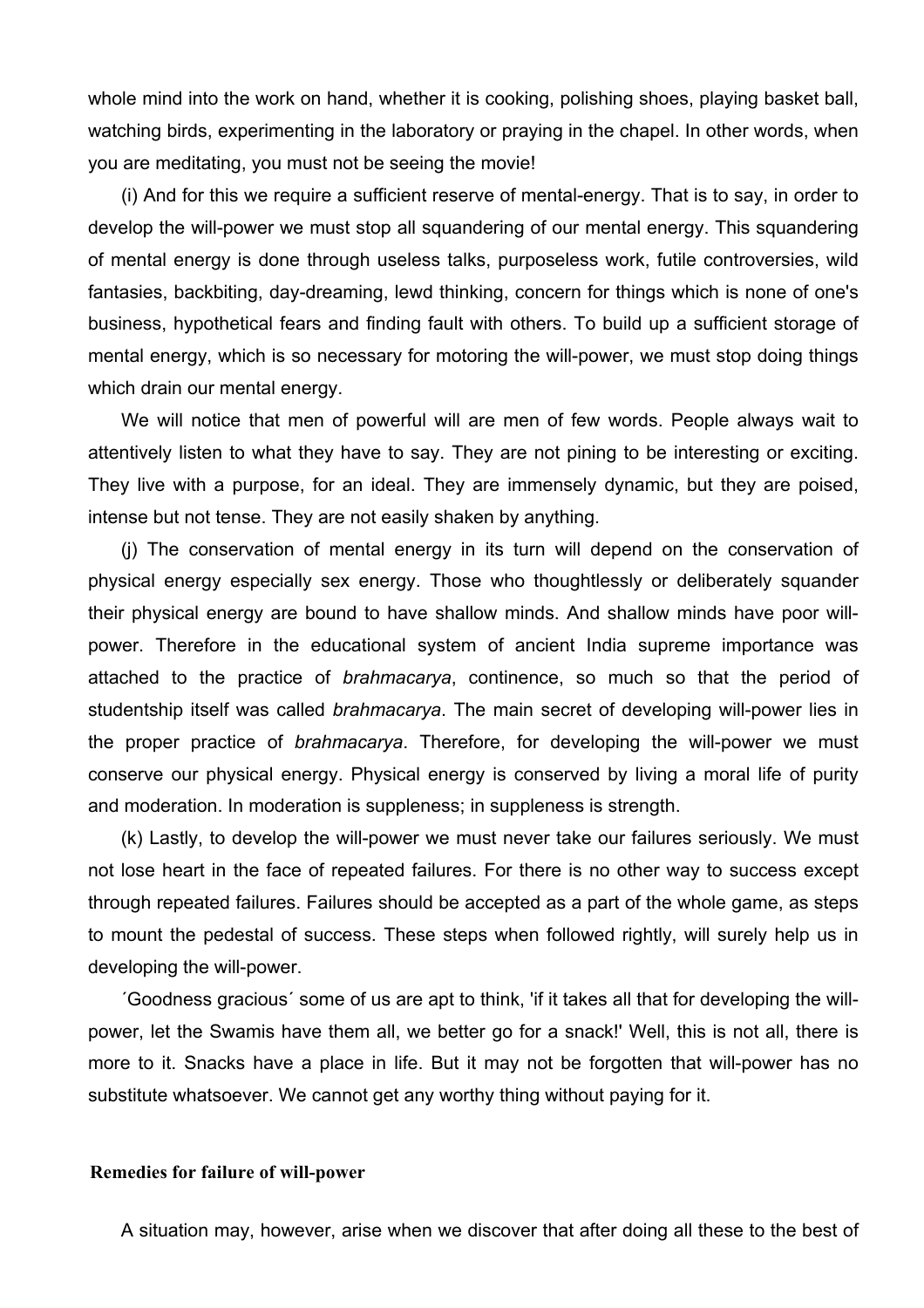whole mind into the work on hand, whether it is cooking, polishing shoes, playing basket ball, watching birds, experimenting in the laboratory or praying in the chapel. In other words, when you are meditating, you must not be seeing the movie!

(i) And for this we require a sufficient reserve of mental-energy. That is to say, in order to develop the will-power we must stop all squandering of our mental energy. This squandering of mental energy is done through useless talks, purposeless work, futile controversies, wild fantasies, backbiting, day-dreaming, lewd thinking, concern for things which is none of one's business, hypothetical fears and finding fault with others. To build up a sufficient storage of mental energy, which is so necessary for motoring the will-power, we must stop doing things which drain our mental energy.

We will notice that men of powerful will are men of few words. People always wait to attentively listen to what they have to say. They are not pining to be interesting or exciting. They live with a purpose, for an ideal. They are immensely dynamic, but they are poised, intense but not tense. They are not easily shaken by anything.

(j) The conservation of mental energy in its turn will depend on the conservation of physical energy especially sex energy. Those who thoughtlessly or deliberately squander their physical energy are bound to have shallow minds. And shallow minds have poor will-power. Therefore in the educational system of ancient India supreme importance was attached to the practice of *brahmacarya*, continence, so much so that the period of studentship itself was called *brahmacarya*. The main secret of developing will-power lies in the proper practice of *brahmacarya*. Therefore, for developing the will-power we must conserve our physical energy. Physical energy is conserved by living a moral life of purity and moderation. In moderation is suppleness; in suppleness is strength.

(k) Lastly, to develop the will-power we must never take our failures seriously. We must not lose heart in the face of repeated failures. For there is no other way to success except through repeated failures. Failures should be accepted as a part of the whole game, as steps to mount the pedestal of success. These steps when followed rightly, will surely help us in developing the will-power.

´Goodness gracious´ some of us are apt to think, 'if it takes all that for developing the will-power, let the Swamis have them all, we better go for a snack!' Well, this is not all, there is more to it. Snacks have a place in life. But it may not be forgotten that will-power has no substitute whatsoever. We cannot get any worthy thing without paying for it.

**Remedies for failure of will-power**

A situation may, however, arise when we discover that after doing all these to the best of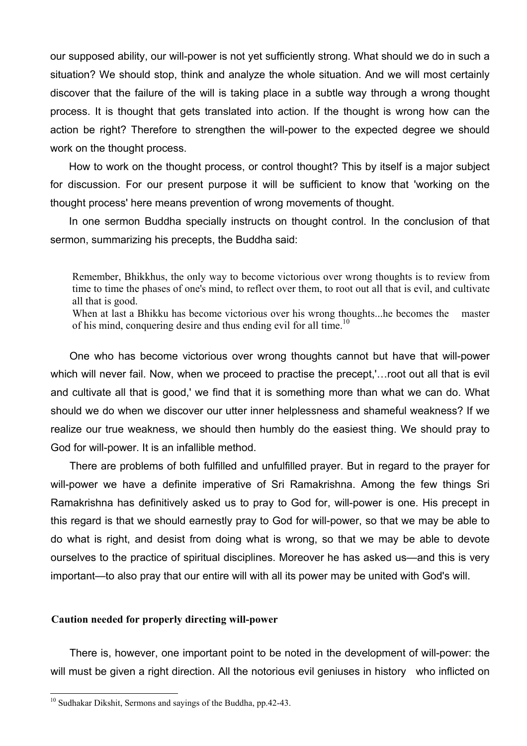our supposed ability, our will-power is not yet sufficiently strong. What should we do in such a situation? We should stop, think and analyze the whole situation. And we will most certainly discover that the failure of the will is taking place in a subtle way through a wrong thought process. It is thought that gets translated into action. If the thought is wrong how can the action be right? Therefore to strengthen the will-power to the expected degree we should work on the thought process.

How to work on the thought process, or control thought? This by itself is a major subject for discussion. For our present purpose it will be sufficient to know that 'working on the thought process' here means prevention of wrong movements of thought.

In one sermon Buddha specially instructs on thought control. In the conclusion of that sermon, summarizing his precepts, the Buddha said:

> Remember, Bhikkhus, the only way to become victorious over wrong thoughts is to review from time to time the phases of one's mind, to reflect over them, to root out all that is evil, and cultivate all that is good.
> When at last a Bhikku has become victorious over his wrong thoughts...he becomes the master of his mind, conquering desire and thus ending evil for all time.[10]

One who has become victorious over wrong thoughts cannot but have that will-power which will never fail. Now, when we proceed to practise the precept,'…root out all that is evil and cultivate all that is good,' we find that it is something more than what we can do. What should we do when we discover our utter inner helplessness and shameful weakness? If we realize our true weakness, we should then humbly do the easiest thing. We should pray to God for will-power. It is an infallible method.

There are problems of both fulfilled and unfulfilled prayer. But in regard to the prayer for will-power we have a definite imperative of Sri Ramakrishna. Among the few things Sri Ramakrishna has definitively asked us to pray to God for, will-power is one. His precept in this regard is that we should earnestly pray to God for will-power, so that we may be able to do what is right, and desist from doing what is wrong, so that we may be able to devote ourselves to the practice of spiritual disciplines. Moreover he has asked us—and this is very important—to also pray that our entire will with all its power may be united with God's will.

### Caution needed for properly directing will-power

There is, however, one important point to be noted in the development of will-power: the will must be given a right direction. All the notorious evil geniuses in history who inflicted on

---

[10] Sudhakar Dikshit, Sermons and sayings of the Buddha, pp.42-43.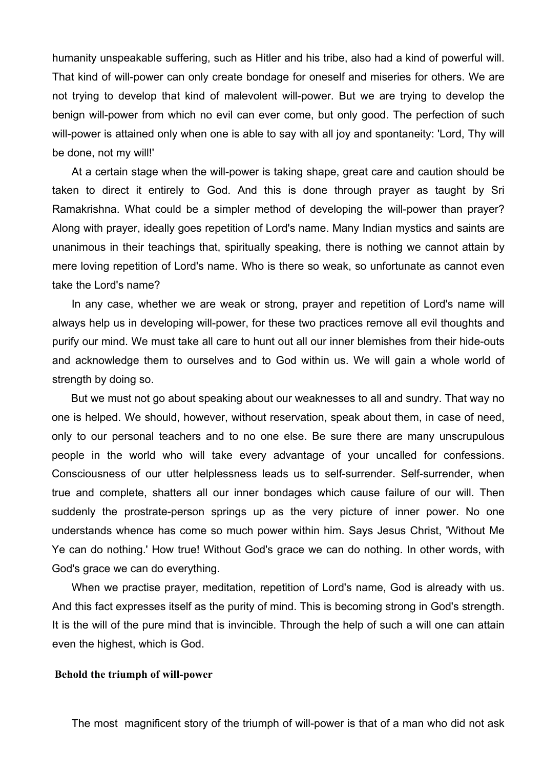humanity unspeakable suffering, such as Hitler and his tribe, also had a kind of powerful will. That kind of will-power can only create bondage for oneself and miseries for others. We are not trying to develop that kind of malevolent will-power. But we are trying to develop the benign will-power from which no evil can ever come, but only good. The perfection of such will-power is attained only when one is able to say with all joy and spontaneity: 'Lord, Thy will be done, not my will!'

At a certain stage when the will-power is taking shape, great care and caution should be taken to direct it entirely to God. And this is done through prayer as taught by Sri Ramakrishna. What could be a simpler method of developing the will-power than prayer? Along with prayer, ideally goes repetition of Lord's name. Many Indian mystics and saints are unanimous in their teachings that, spiritually speaking, there is nothing we cannot attain by mere loving repetition of Lord's name. Who is there so weak, so unfortunate as cannot even take the Lord's name?

In any case, whether we are weak or strong, prayer and repetition of Lord's name will always help us in developing will-power, for these two practices remove all evil thoughts and purify our mind. We must take all care to hunt out all our inner blemishes from their hide-outs and acknowledge them to ourselves and to God within us. We will gain a whole world of strength by doing so.

But we must not go about speaking about our weaknesses to all and sundry. That way no one is helped. We should, however, without reservation, speak about them, in case of need, only to our personal teachers and to no one else. Be sure there are many unscrupulous people in the world who will take every advantage of your uncalled for confessions. Consciousness of our utter helplessness leads us to self-surrender. Self-surrender, when true and complete, shatters all our inner bondages which cause failure of our will. Then suddenly the prostrate-person springs up as the very picture of inner power. No one understands whence has come so much power within him. Says Jesus Christ, 'Without Me Ye can do nothing.' How true! Without God's grace we can do nothing. In other words, with God's grace we can do everything.

When we practise prayer, meditation, repetition of Lord's name, God is already with us. And this fact expresses itself as the purity of mind. This is becoming strong in God's strength. It is the will of the pure mind that is invincible. Through the help of such a will one can attain even the highest, which is God.

**Behold the triumph of will-power**

The most magnificent story of the triumph of will-power is that of a man who did not ask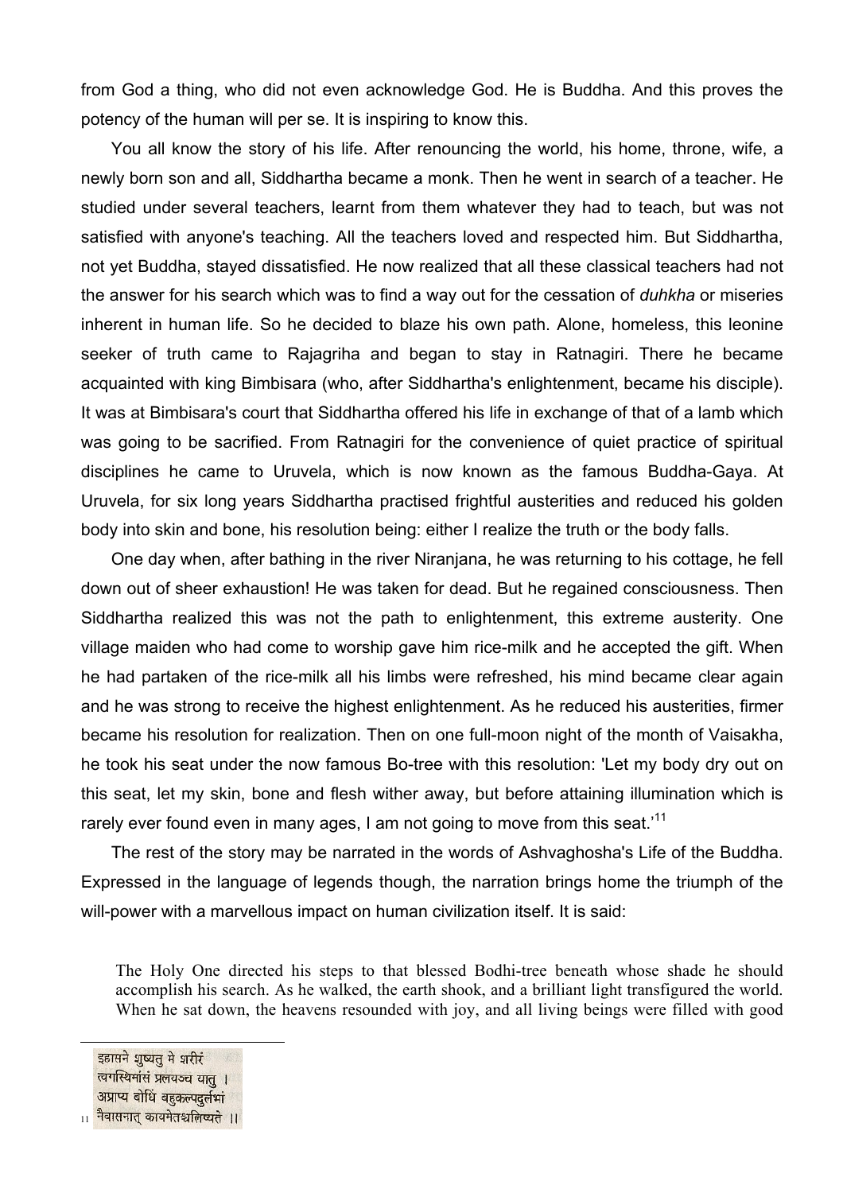from God a thing, who did not even acknowledge God. He is Buddha. And this proves the potency of the human will per se. It is inspiring to know this.

You all know the story of his life. After renouncing the world, his home, throne, wife, a newly born son and all, Siddhartha became a monk. Then he went in search of a teacher. He studied under several teachers, learnt from them whatever they had to teach, but was not satisfied with anyone's teaching. All the teachers loved and respected him. But Siddhartha, not yet Buddha, stayed dissatisfied. He now realized that all these classical teachers had not the answer for his search which was to find a way out for the cessation of *duhkha* or miseries inherent in human life. So he decided to blaze his own path. Alone, homeless, this leonine seeker of truth came to Rajagriha and began to stay in Ratnagiri. There he became acquainted with king Bimbisara (who, after Siddhartha's enlightenment, became his disciple). It was at Bimbisara's court that Siddhartha offered his life in exchange of that of a lamb which was going to be sacrified. From Ratnagiri for the convenience of quiet practice of spiritual disciplines he came to Uruvela, which is now known as the famous Buddha-Gaya. At Uruvela, for six long years Siddhartha practised frightful austerities and reduced his golden body into skin and bone, his resolution being: either I realize the truth or the body falls.

One day when, after bathing in the river Niranjana, he was returning to his cottage, he fell down out of sheer exhaustion! He was taken for dead. But he regained consciousness. Then Siddhartha realized this was not the path to enlightenment, this extreme austerity. One village maiden who had come to worship gave him rice-milk and he accepted the gift. When he had partaken of the rice-milk all his limbs were refreshed, his mind became clear again and he was strong to receive the highest enlightenment. As he reduced his austerities, firmer became his resolution for realization. Then on one full-moon night of the month of Vaisakha, he took his seat under the now famous Bo-tree with this resolution: 'Let my body dry out on this seat, let my skin, bone and flesh wither away, but before attaining illumination which is rarely ever found even in many ages, I am not going to move from this seat.'[11]

The rest of the story may be narrated in the words of Ashvaghosha's Life of the Buddha. Expressed in the language of legends though, the narration brings home the triumph of the will-power with a marvellous impact on human civilization itself. It is said:

> The Holy One directed his steps to that blessed Bodhi-tree beneath whose shade he should accomplish his search. As he walked, the earth shook, and a brilliant light transfigured the world. When he sat down, the heavens resounded with joy, and all living beings were filled with good

---

[11] इहासने शुष्यतु मे शरीरं
त्वगस्थिमांसं प्रलयञ्च यातु ।
अप्राप्य बोधिं बहुकल्पदुर्लभां
नैवासनात् कायमेतश्चलिष्यते ॥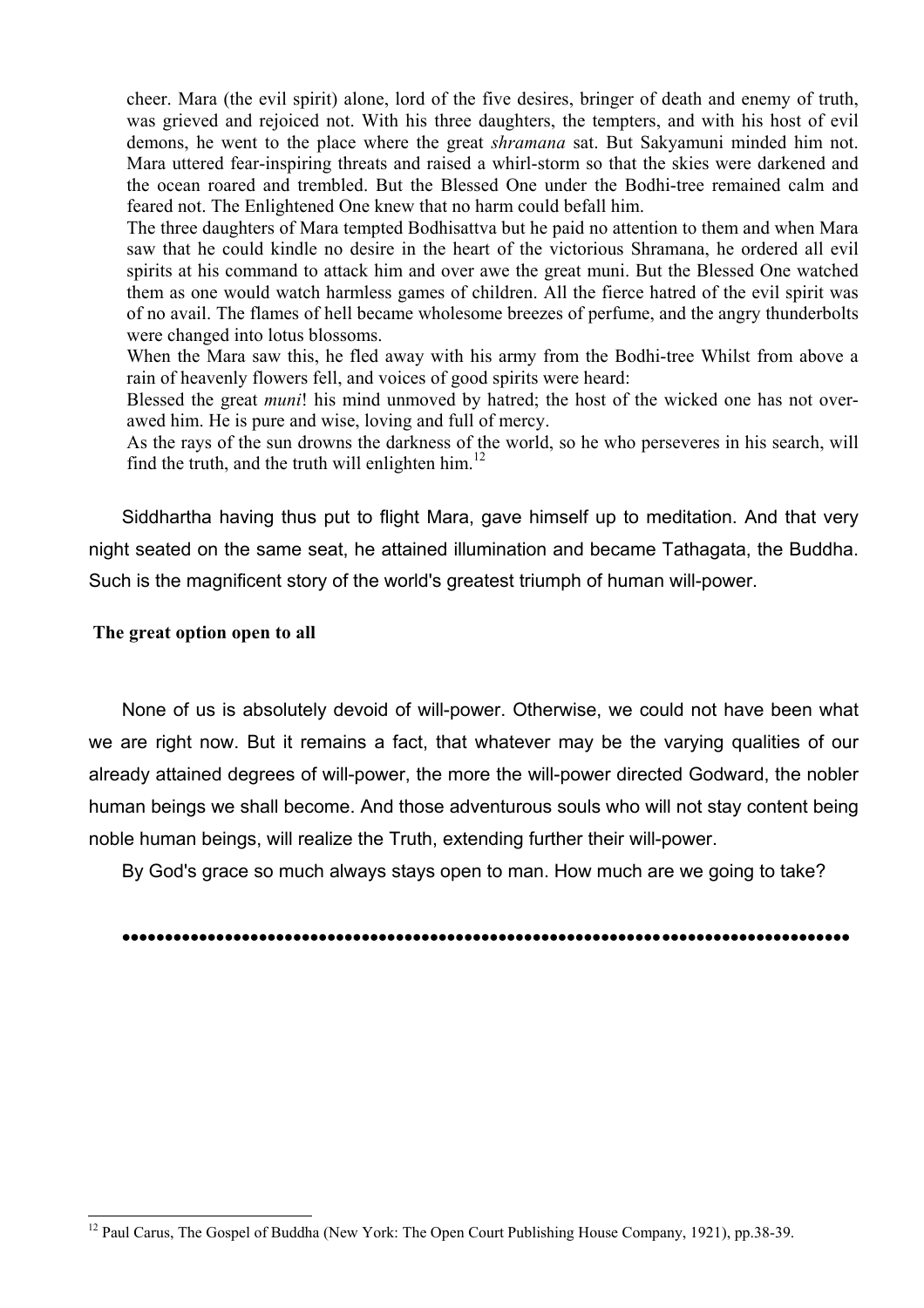cheer. Mara (the evil spirit) alone, lord of the five desires, bringer of death and enemy of truth, was grieved and rejoiced not. With his three daughters, the tempters, and with his host of evil demons, he went to the place where the great *shramana* sat. But Sakyamuni minded him not. Mara uttered fear-inspiring threats and raised a whirl-storm so that the skies were darkened and the ocean roared and trembled. But the Blessed One under the Bodhi-tree remained calm and feared not. The Enlightened One knew that no harm could befall him.

The three daughters of Mara tempted Bodhisattva but he paid no attention to them and when Mara saw that he could kindle no desire in the heart of the victorious Shramana, he ordered all evil spirits at his command to attack him and over awe the great muni. But the Blessed One watched them as one would watch harmless games of children. All the fierce hatred of the evil spirit was of no avail. The flames of hell became wholesome breezes of perfume, and the angry thunderbolts were changed into lotus blossoms.

When the Mara saw this, he fled away with his army from the Bodhi-tree Whilst from above a rain of heavenly flowers fell, and voices of good spirits were heard:

Blessed the great *muni*! his mind unmoved by hatred; the host of the wicked one has not over-awed him. He is pure and wise, loving and full of mercy.

As the rays of the sun drowns the darkness of the world, so he who perseveres in his search, will find the truth, and the truth will enlighten him.[12]

Siddhartha having thus put to flight Mara, gave himself up to meditation. And that very night seated on the same seat, he attained illumination and became Tathagata, the Buddha. Such is the magnificent story of the world's greatest triumph of human will-power.

**The great option open to all**

None of us is absolutely devoid of will-power. Otherwise, we could not have been what we are right now. But it remains a fact, that whatever may be the varying qualities of our already attained degrees of will-power, the more the will-power directed Godward, the nobler human beings we shall become. And those adventurous souls who will not stay content being noble human beings, will realize the Truth, extending further their will-power.

By God's grace so much always stays open to man. How much are we going to take?

●●●●●●●●●●●●●●●●●●●●●●●●●●●●●●●●●●●●●●●●●●●●●●●●●●●●●●●●●●●●●●●●●●●●●●●●●●●●●●●●●

[12] Paul Carus, The Gospel of Buddha (New York: The Open Court Publishing House Company, 1921), pp.38-39.